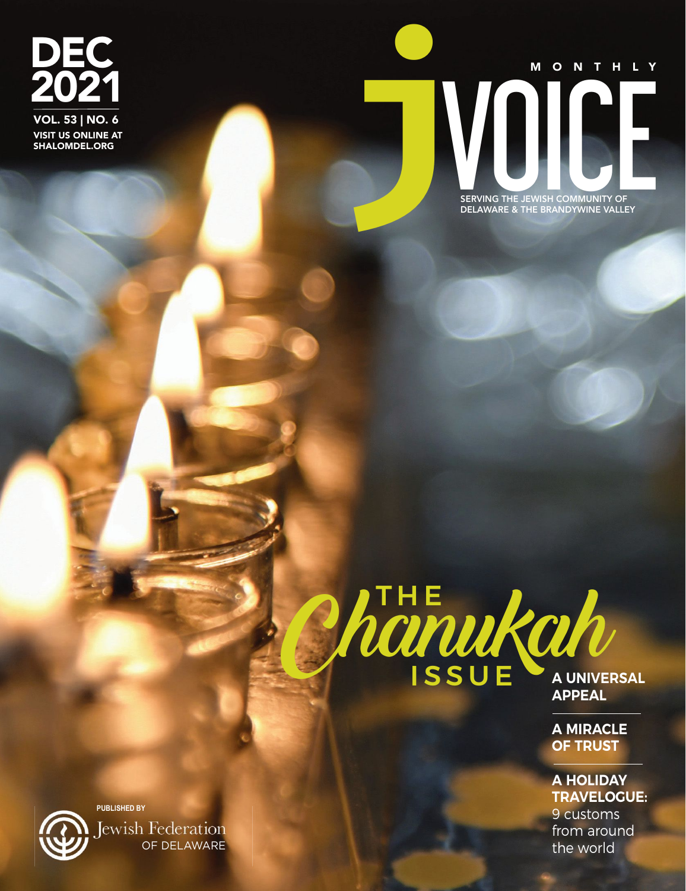DEC 2021

VOL. 53 | NO. 6

VISIT US ONLINE AT SHALOMDEL.ORG

# jVOICE

MONTHLY

SERVING THE JEWISH COMMUNITY OF DELAWARE & THE BRANDYWINE VALLEY

## THE Chanukah ISSUE

**A UNIVERSAL APPEAL**

**A MIRACLE OF TRUST**

**A HOLIDAY TRAVELOGUE:** 9 customs from around the world

PUBLISHED BY

Jewish Federation OF DELAWARE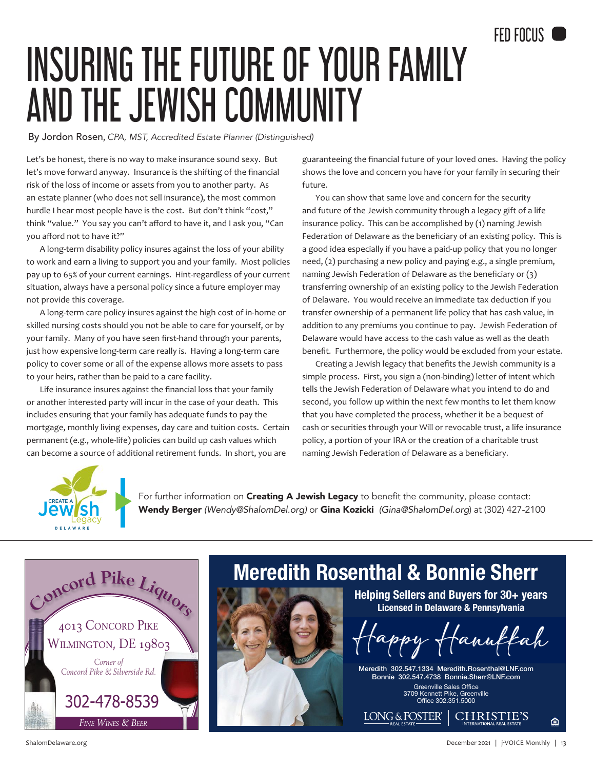# INSURING THE FUTURE OF YOUR FAMILY AND THE JEWISH COMMUNITY

By Jordon Rosen, *CPA, MST, Accredited Estate Planner (Distinguished)*

Let's be honest, there is no way to make insurance sound sexy. But let's move forward anyway. Insurance is the shifting of the financial risk of the loss of income or assets from you to another party. As an estate planner (who does not sell insurance), the most common hurdle I hear most people have is the cost. But don't think "cost," think "value." You say you can't afford to have it, and I ask you, "Can you afford not to have it?"

A long-term disability policy insures against the loss of your ability to work and earn a living to support you and your family. Most policies pay up to 65% of your current earnings. Hint-regardless of your current situation, always have a personal policy since a future employer may not provide this coverage.

A long-term care policy insures against the high cost of in-home or skilled nursing costs should you not be able to care for yourself, or by your family. Many of you have seen first-hand through your parents, just how expensive long-term care really is. Having a long-term care policy to cover some or all of the expense allows more assets to pass to your heirs, rather than be paid to a care facility.

Life insurance insures against the financial loss that your family or another interested party will incur in the case of your death. This includes ensuring that your family has adequate funds to pay the mortgage, monthly living expenses, day care and tuition costs. Certain permanent (e.g., whole-life) policies can build up cash values which can become a source of additional retirement funds. In short, you are guaranteeing the financial future of your loved ones. Having the policy shows the love and concern you have for your family in securing their future.

You can show that same love and concern for the security and future of the Jewish community through a legacy gift of a life insurance policy. This can be accomplished by (1) naming Jewish Federation of Delaware as the beneficiary of an existing policy. This is a good idea especially if you have a paid-up policy that you no longer need, (2) purchasing a new policy and paying e.g., a single premium, naming Jewish Federation of Delaware as the beneficiary or (3) transferring ownership of an existing policy to the Jewish Federation of Delaware. You would receive an immediate tax deduction if you transfer ownership of a permanent life policy that has cash value, in addition to any premiums you continue to pay. Jewish Federation of Delaware would have access to the cash value as well as the death benefit. Furthermore, the policy would be excluded from your estate.

Creating a Jewish legacy that benefits the Jewish community is a simple process. First, you sign a (non-binding) letter of intent which tells the Jewish Federation of Delaware what you intend to do and second, you follow up within the next few months to let them know that you have completed the process, whether it be a bequest of cash or securities through your Will or revocable trust, a life insurance policy, a portion of your IRA or the creation of a charitable trust naming Jewish Federation of Delaware as a beneficiary.

CREATE A Jewish Legacy DELAWARE

For further information on **Creating A Jewish Legacy** to benefit the community, please contact: **Wendy Berger** *(Wendy@ShalomDel.org)* or **Gina Kozicki** *(Gina@ShalomDel.org)* at (302) 427-2100

---

Concord Pike Liquors

4013 Concord Pike
Wilmington, DE 19803

*Corner of Concord Pike & Silverside Rd.*

302-478-8539

*Fine Wines & Beer*

---

**Meredith Rosenthal & Bonnie Sherr**

**Helping Sellers and Buyers for 30+ years**
**Licensed in Delaware & Pennsylvania**

Happy Hanukkah

Meredith 302.547.1334 Meredith.Rosenthal@LNF.com
Bonnie 302.547.4738 Bonnie.Sherr@LNF.com

Greenville Sales Office
3709 Kennett Pike, Greenville
Office 302.351.5000

LONG & FOSTER REAL ESTATE | CHRISTIE'S INTERNATIONAL REAL ESTATE